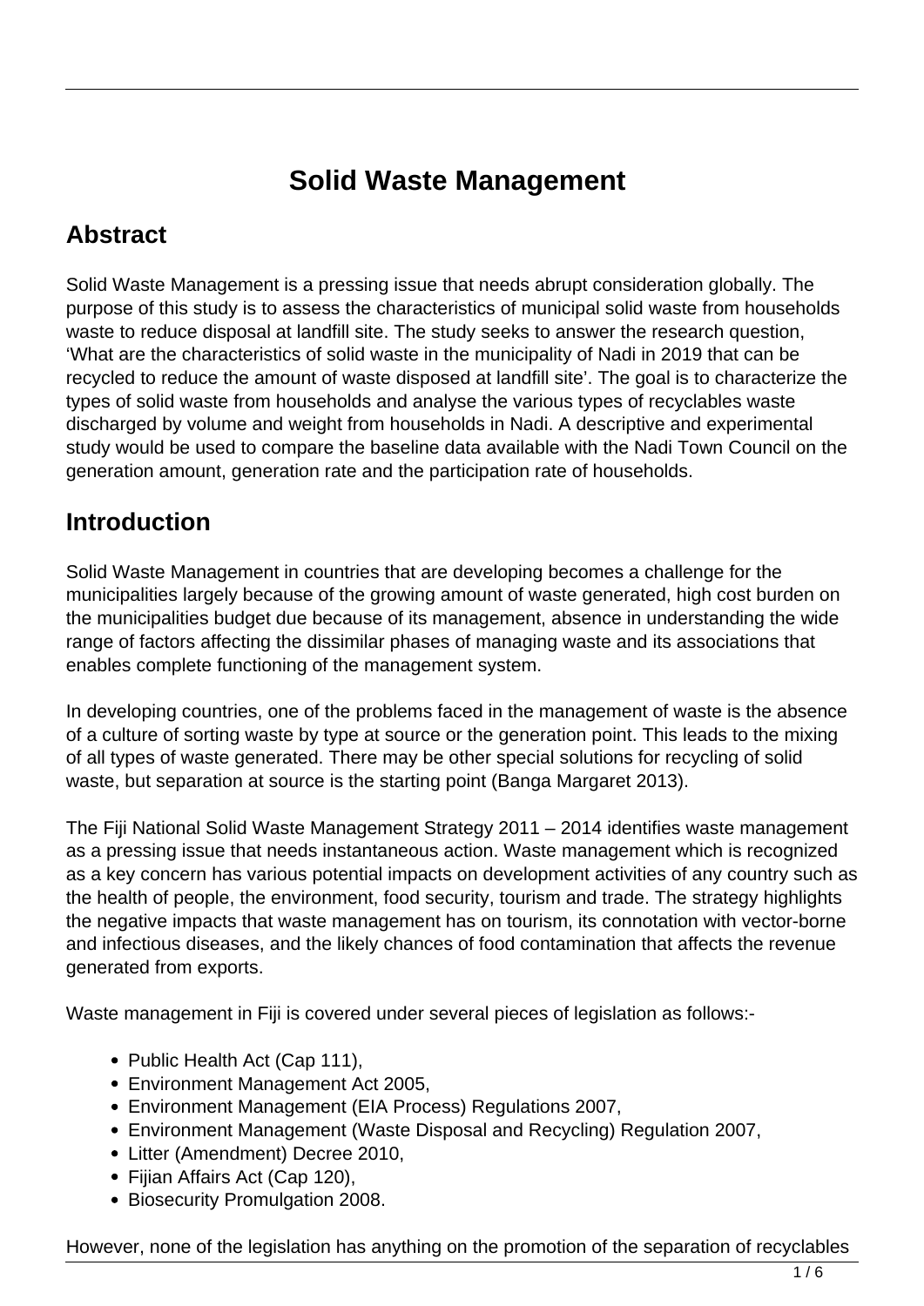# Solid Waste Management

## Abstract

Solid Waste Management is a pressing issue that needs abrupt consideration globally. The purpose of this study is to assess the characteristics of municipal solid waste from households waste to reduce disposal at landfill site. The study seeks to answer the research question, 'What are the characteristics of solid waste in the municipality of Nadi in 2019 that can be recycled to reduce the amount of waste disposed at landfill site'. The goal is to characterize the types of solid waste from households and analyse the various types of recyclables waste discharged by volume and weight from households in Nadi. A descriptive and experimental study would be used to compare the baseline data available with the Nadi Town Council on the generation amount, generation rate and the participation rate of households.

## Introduction

Solid Waste Management in countries that are developing becomes a challenge for the municipalities largely because of the growing amount of waste generated, high cost burden on the municipalities budget due because of its management, absence in understanding the wide range of factors affecting the dissimilar phases of managing waste and its associations that enables complete functioning of the management system.

In developing countries, one of the problems faced in the management of waste is the absence of a culture of sorting waste by type at source or the generation point. This leads to the mixing of all types of waste generated. There may be other special solutions for recycling of solid waste, but separation at source is the starting point (Banga Margaret 2013).

The Fiji National Solid Waste Management Strategy 2011 – 2014 identifies waste management as a pressing issue that needs instantaneous action. Waste management which is recognized as a key concern has various potential impacts on development activities of any country such as the health of people, the environment, food security, tourism and trade. The strategy highlights the negative impacts that waste management has on tourism, its connotation with vector-borne and infectious diseases, and the likely chances of food contamination that affects the revenue generated from exports.

Waste management in Fiji is covered under several pieces of legislation as follows:-

- Public Health Act (Cap 111),
- Environment Management Act 2005,
- Environment Management (EIA Process) Regulations 2007,
- Environment Management (Waste Disposal and Recycling) Regulation 2007,
- Litter (Amendment) Decree 2010,
- Fijian Affairs Act (Cap 120),
- Biosecurity Promulgation 2008.

However, none of the legislation has anything on the promotion of the separation of recyclables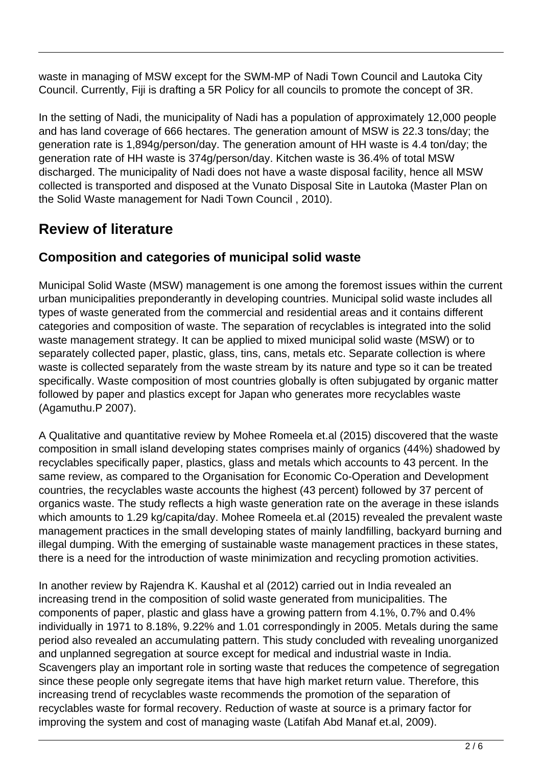waste in managing of MSW except for the SWM-MP of Nadi Town Council and Lautoka City Council. Currently, Fiji is drafting a 5R Policy for all councils to promote the concept of 3R.

In the setting of Nadi, the municipality of Nadi has a population of approximately 12,000 people and has land coverage of 666 hectares. The generation amount of MSW is 22.3 tons/day; the generation rate is 1,894g/person/day. The generation amount of HH waste is 4.4 ton/day; the generation rate of HH waste is 374g/person/day. Kitchen waste is 36.4% of total MSW discharged. The municipality of Nadi does not have a waste disposal facility, hence all MSW collected is transported and disposed at the Vunato Disposal Site in Lautoka (Master Plan on the Solid Waste management for Nadi Town Council , 2010).

## Review of literature

### Composition and categories of municipal solid waste

Municipal Solid Waste (MSW) management is one among the foremost issues within the current urban municipalities preponderantly in developing countries. Municipal solid waste includes all types of waste generated from the commercial and residential areas and it contains different categories and composition of waste. The separation of recyclables is integrated into the solid waste management strategy. It can be applied to mixed municipal solid waste (MSW) or to separately collected paper, plastic, glass, tins, cans, metals etc. Separate collection is where waste is collected separately from the waste stream by its nature and type so it can be treated specifically. Waste composition of most countries globally is often subjugated by organic matter followed by paper and plastics except for Japan who generates more recyclables waste (Agamuthu.P 2007).

A Qualitative and quantitative review by Mohee Romeela et.al (2015) discovered that the waste composition in small island developing states comprises mainly of organics (44%) shadowed by recyclables specifically paper, plastics, glass and metals which accounts to 43 percent. In the same review, as compared to the Organisation for Economic Co-Operation and Development countries, the recyclables waste accounts the highest (43 percent) followed by 37 percent of organics waste. The study reflects a high waste generation rate on the average in these islands which amounts to 1.29 kg/capita/day. Mohee Romeela et.al (2015) revealed the prevalent waste management practices in the small developing states of mainly landfilling, backyard burning and illegal dumping. With the emerging of sustainable waste management practices in these states, there is a need for the introduction of waste minimization and recycling promotion activities.

In another review by Rajendra K. Kaushal et al (2012) carried out in India revealed an increasing trend in the composition of solid waste generated from municipalities. The components of paper, plastic and glass have a growing pattern from 4.1%, 0.7% and 0.4% individually in 1971 to 8.18%, 9.22% and 1.01 correspondingly in 2005. Metals during the same period also revealed an accumulating pattern. This study concluded with revealing unorganized and unplanned segregation at source except for medical and industrial waste in India. Scavengers play an important role in sorting waste that reduces the competence of segregation since these people only segregate items that have high market return value. Therefore, this increasing trend of recyclables waste recommends the promotion of the separation of recyclables waste for formal recovery. Reduction of waste at source is a primary factor for improving the system and cost of managing waste (Latifah Abd Manaf et.al, 2009).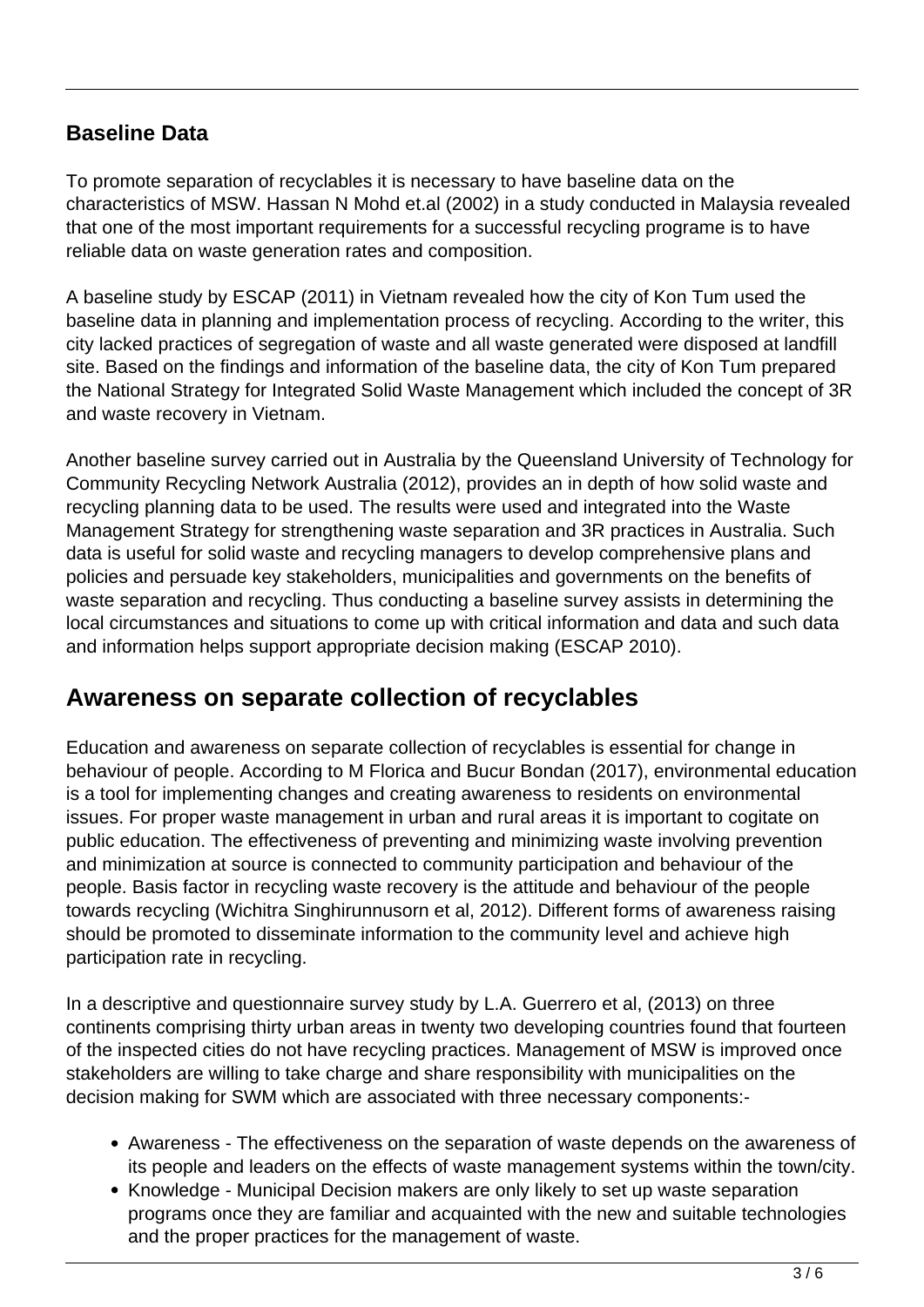## Baseline Data

To promote separation of recyclables it is necessary to have baseline data on the characteristics of MSW. Hassan N Mohd et.al (2002) in a study conducted in Malaysia revealed that one of the most important requirements for a successful recycling programe is to have reliable data on waste generation rates and composition.

A baseline study by ESCAP (2011) in Vietnam revealed how the city of Kon Tum used the baseline data in planning and implementation process of recycling. According to the writer, this city lacked practices of segregation of waste and all waste generated were disposed at landfill site. Based on the findings and information of the baseline data, the city of Kon Tum prepared the National Strategy for Integrated Solid Waste Management which included the concept of 3R and waste recovery in Vietnam.

Another baseline survey carried out in Australia by the Queensland University of Technology for Community Recycling Network Australia (2012), provides an in depth of how solid waste and recycling planning data to be used. The results were used and integrated into the Waste Management Strategy for strengthening waste separation and 3R practices in Australia. Such data is useful for solid waste and recycling managers to develop comprehensive plans and policies and persuade key stakeholders, municipalities and governments on the benefits of waste separation and recycling. Thus conducting a baseline survey assists in determining the local circumstances and situations to come up with critical information and data and such data and information helps support appropriate decision making (ESCAP 2010).

## Awareness on separate collection of recyclables

Education and awareness on separate collection of recyclables is essential for change in behaviour of people. According to M Florica and Bucur Bondan (2017), environmental education is a tool for implementing changes and creating awareness to residents on environmental issues. For proper waste management in urban and rural areas it is important to cogitate on public education. The effectiveness of preventing and minimizing waste involving prevention and minimization at source is connected to community participation and behaviour of the people. Basis factor in recycling waste recovery is the attitude and behaviour of the people towards recycling (Wichitra Singhirunnusorn et al, 2012). Different forms of awareness raising should be promoted to disseminate information to the community level and achieve high participation rate in recycling.

In a descriptive and questionnaire survey study by L.A. Guerrero et al, (2013) on three continents comprising thirty urban areas in twenty two developing countries found that fourteen of the inspected cities do not have recycling practices. Management of MSW is improved once stakeholders are willing to take charge and share responsibility with municipalities on the decision making for SWM which are associated with three necessary components:-

- Awareness - The effectiveness on the separation of waste depends on the awareness of its people and leaders on the effects of waste management systems within the town/city.
- Knowledge - Municipal Decision makers are only likely to set up waste separation programs once they are familiar and acquainted with the new and suitable technologies and the proper practices for the management of waste.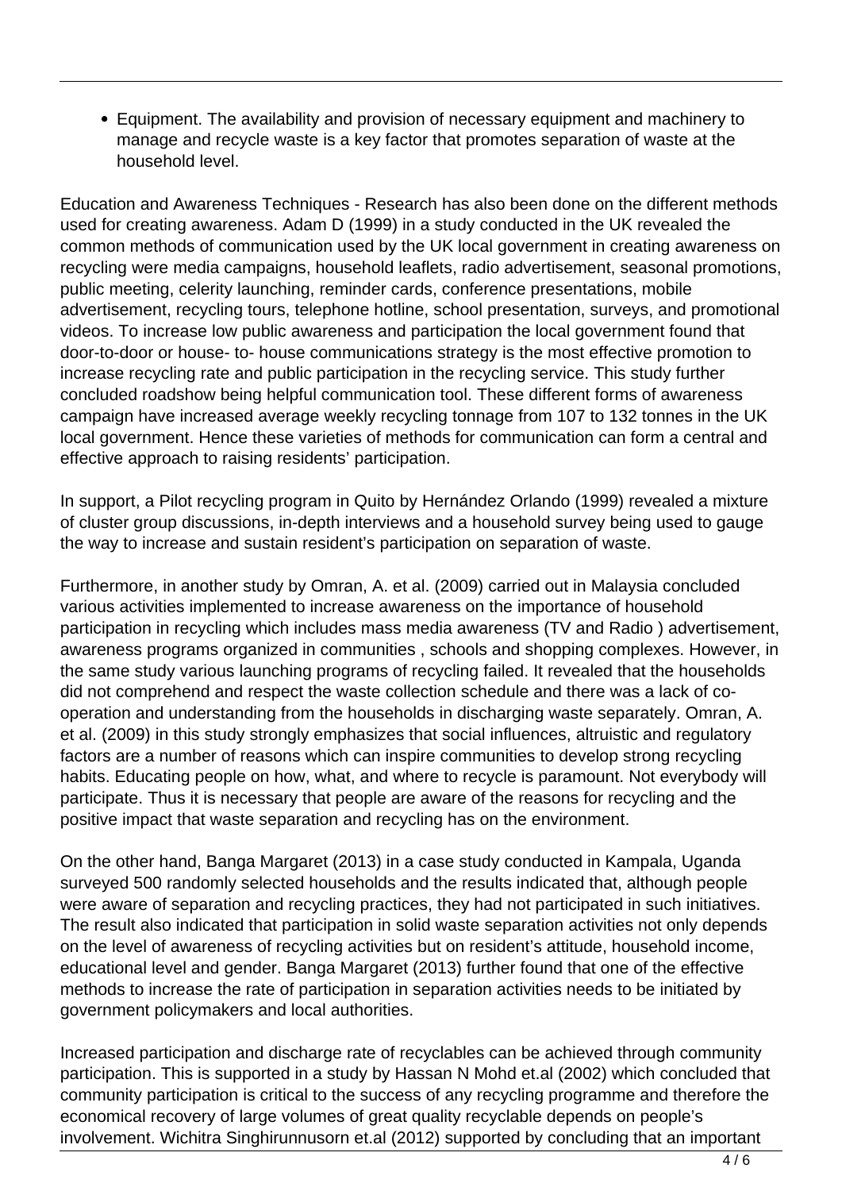- Equipment. The availability and provision of necessary equipment and machinery to manage and recycle waste is a key factor that promotes separation of waste at the household level.

Education and Awareness Techniques - Research has also been done on the different methods used for creating awareness. Adam D (1999) in a study conducted in the UK revealed the common methods of communication used by the UK local government in creating awareness on recycling were media campaigns, household leaflets, radio advertisement, seasonal promotions, public meeting, celerity launching, reminder cards, conference presentations, mobile advertisement, recycling tours, telephone hotline, school presentation, surveys, and promotional videos. To increase low public awareness and participation the local government found that door-to-door or house- to- house communications strategy is the most effective promotion to increase recycling rate and public participation in the recycling service. This study further concluded roadshow being helpful communication tool. These different forms of awareness campaign have increased average weekly recycling tonnage from 107 to 132 tonnes in the UK local government. Hence these varieties of methods for communication can form a central and effective approach to raising residents' participation.

In support, a Pilot recycling program in Quito by Hernández Orlando (1999) revealed a mixture of cluster group discussions, in-depth interviews and a household survey being used to gauge the way to increase and sustain resident's participation on separation of waste.

Furthermore, in another study by Omran, A. et al. (2009) carried out in Malaysia concluded various activities implemented to increase awareness on the importance of household participation in recycling which includes mass media awareness (TV and Radio ) advertisement, awareness programs organized in communities , schools and shopping complexes. However, in the same study various launching programs of recycling failed. It revealed that the households did not comprehend and respect the waste collection schedule and there was a lack of co-operation and understanding from the households in discharging waste separately. Omran, A. et al. (2009) in this study strongly emphasizes that social influences, altruistic and regulatory factors are a number of reasons which can inspire communities to develop strong recycling habits. Educating people on how, what, and where to recycle is paramount. Not everybody will participate. Thus it is necessary that people are aware of the reasons for recycling and the positive impact that waste separation and recycling has on the environment.

On the other hand, Banga Margaret (2013) in a case study conducted in Kampala, Uganda surveyed 500 randomly selected households and the results indicated that, although people were aware of separation and recycling practices, they had not participated in such initiatives. The result also indicated that participation in solid waste separation activities not only depends on the level of awareness of recycling activities but on resident's attitude, household income, educational level and gender. Banga Margaret (2013) further found that one of the effective methods to increase the rate of participation in separation activities needs to be initiated by government policymakers and local authorities.

Increased participation and discharge rate of recyclables can be achieved through community participation. This is supported in a study by Hassan N Mohd et.al (2002) which concluded that community participation is critical to the success of any recycling programme and therefore the economical recovery of large volumes of great quality recyclable depends on people's involvement. Wichitra Singhirunnusorn et.al (2012) supported by concluding that an important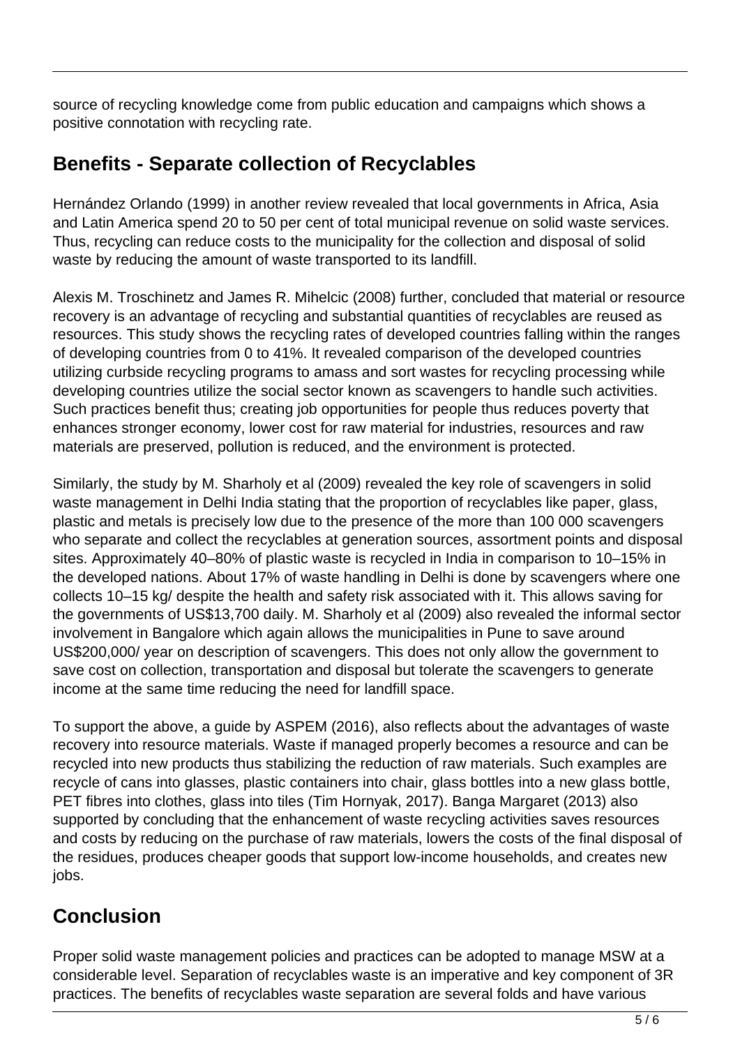source of recycling knowledge come from public education and campaigns which shows a positive connotation with recycling rate.

## Benefits - Separate collection of Recyclables

Hernández Orlando (1999) in another review revealed that local governments in Africa, Asia and Latin America spend 20 to 50 per cent of total municipal revenue on solid waste services. Thus, recycling can reduce costs to the municipality for the collection and disposal of solid waste by reducing the amount of waste transported to its landfill.

Alexis M. Troschinetz and James R. Mihelcic (2008) further, concluded that material or resource recovery is an advantage of recycling and substantial quantities of recyclables are reused as resources. This study shows the recycling rates of developed countries falling within the ranges of developing countries from 0 to 41%. It revealed comparison of the developed countries utilizing curbside recycling programs to amass and sort wastes for recycling processing while developing countries utilize the social sector known as scavengers to handle such activities. Such practices benefit thus; creating job opportunities for people thus reduces poverty that enhances stronger economy, lower cost for raw material for industries, resources and raw materials are preserved, pollution is reduced, and the environment is protected.

Similarly, the study by M. Sharholy et al (2009) revealed the key role of scavengers in solid waste management in Delhi India stating that the proportion of recyclables like paper, glass, plastic and metals is precisely low due to the presence of the more than 100 000 scavengers who separate and collect the recyclables at generation sources, assortment points and disposal sites. Approximately 40–80% of plastic waste is recycled in India in comparison to 10–15% in the developed nations. About 17% of waste handling in Delhi is done by scavengers where one collects 10–15 kg/ despite the health and safety risk associated with it. This allows saving for the governments of US$13,700 daily. M. Sharholy et al (2009) also revealed the informal sector involvement in Bangalore which again allows the municipalities in Pune to save around US$200,000/ year on description of scavengers. This does not only allow the government to save cost on collection, transportation and disposal but tolerate the scavengers to generate income at the same time reducing the need for landfill space.

To support the above, a guide by ASPEM (2016), also reflects about the advantages of waste recovery into resource materials. Waste if managed properly becomes a resource and can be recycled into new products thus stabilizing the reduction of raw materials. Such examples are recycle of cans into glasses, plastic containers into chair, glass bottles into a new glass bottle, PET fibres into clothes, glass into tiles (Tim Hornyak, 2017). Banga Margaret (2013) also supported by concluding that the enhancement of waste recycling activities saves resources and costs by reducing on the purchase of raw materials, lowers the costs of the final disposal of the residues, produces cheaper goods that support low-income households, and creates new jobs.

## Conclusion

Proper solid waste management policies and practices can be adopted to manage MSW at a considerable level. Separation of recyclables waste is an imperative and key component of 3R practices. The benefits of recyclables waste separation are several folds and have various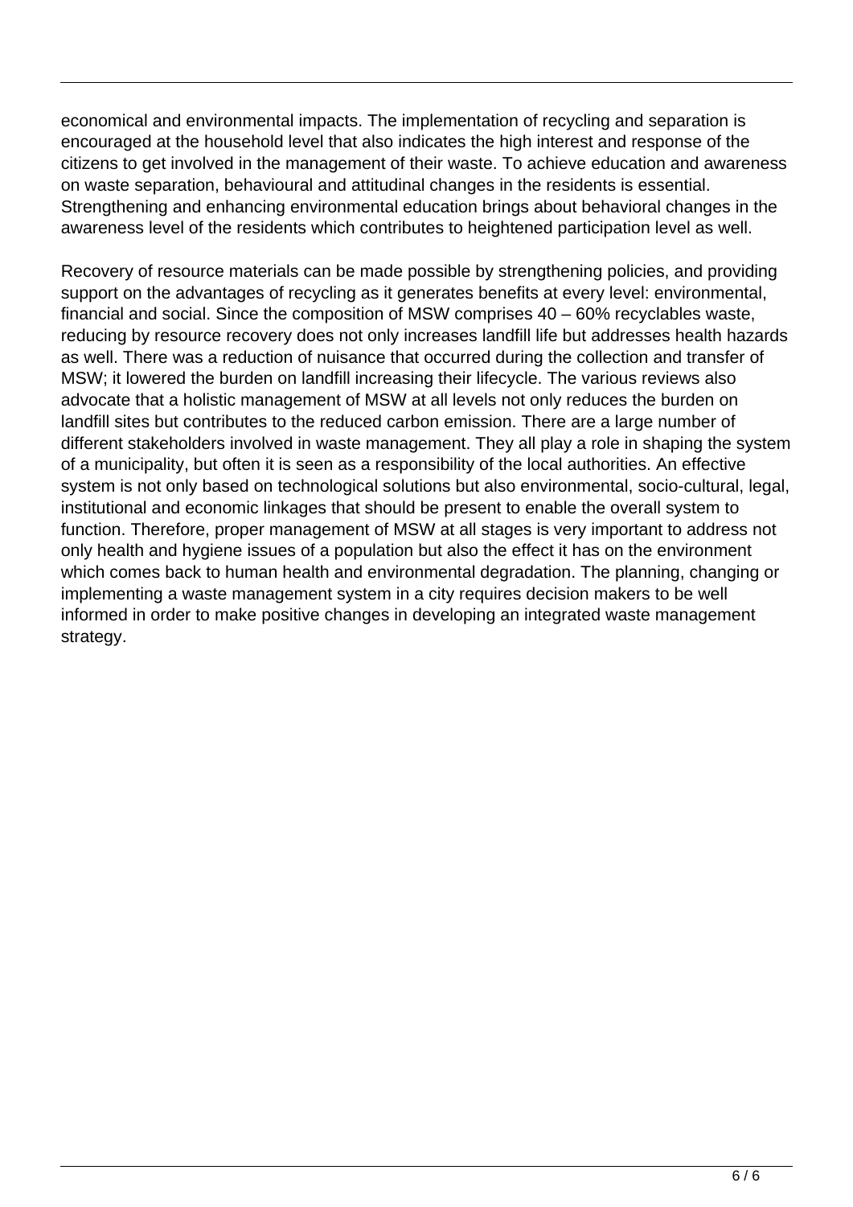economical and environmental impacts. The implementation of recycling and separation is encouraged at the household level that also indicates the high interest and response of the citizens to get involved in the management of their waste. To achieve education and awareness on waste separation, behavioural and attitudinal changes in the residents is essential. Strengthening and enhancing environmental education brings about behavioral changes in the awareness level of the residents which contributes to heightened participation level as well.

Recovery of resource materials can be made possible by strengthening policies, and providing support on the advantages of recycling as it generates benefits at every level: environmental, financial and social. Since the composition of MSW comprises 40 – 60% recyclables waste, reducing by resource recovery does not only increases landfill life but addresses health hazards as well. There was a reduction of nuisance that occurred during the collection and transfer of MSW; it lowered the burden on landfill increasing their lifecycle. The various reviews also advocate that a holistic management of MSW at all levels not only reduces the burden on landfill sites but contributes to the reduced carbon emission. There are a large number of different stakeholders involved in waste management. They all play a role in shaping the system of a municipality, but often it is seen as a responsibility of the local authorities. An effective system is not only based on technological solutions but also environmental, socio-cultural, legal, institutional and economic linkages that should be present to enable the overall system to function. Therefore, proper management of MSW at all stages is very important to address not only health and hygiene issues of a population but also the effect it has on the environment which comes back to human health and environmental degradation. The planning, changing or implementing a waste management system in a city requires decision makers to be well informed in order to make positive changes in developing an integrated waste management strategy.